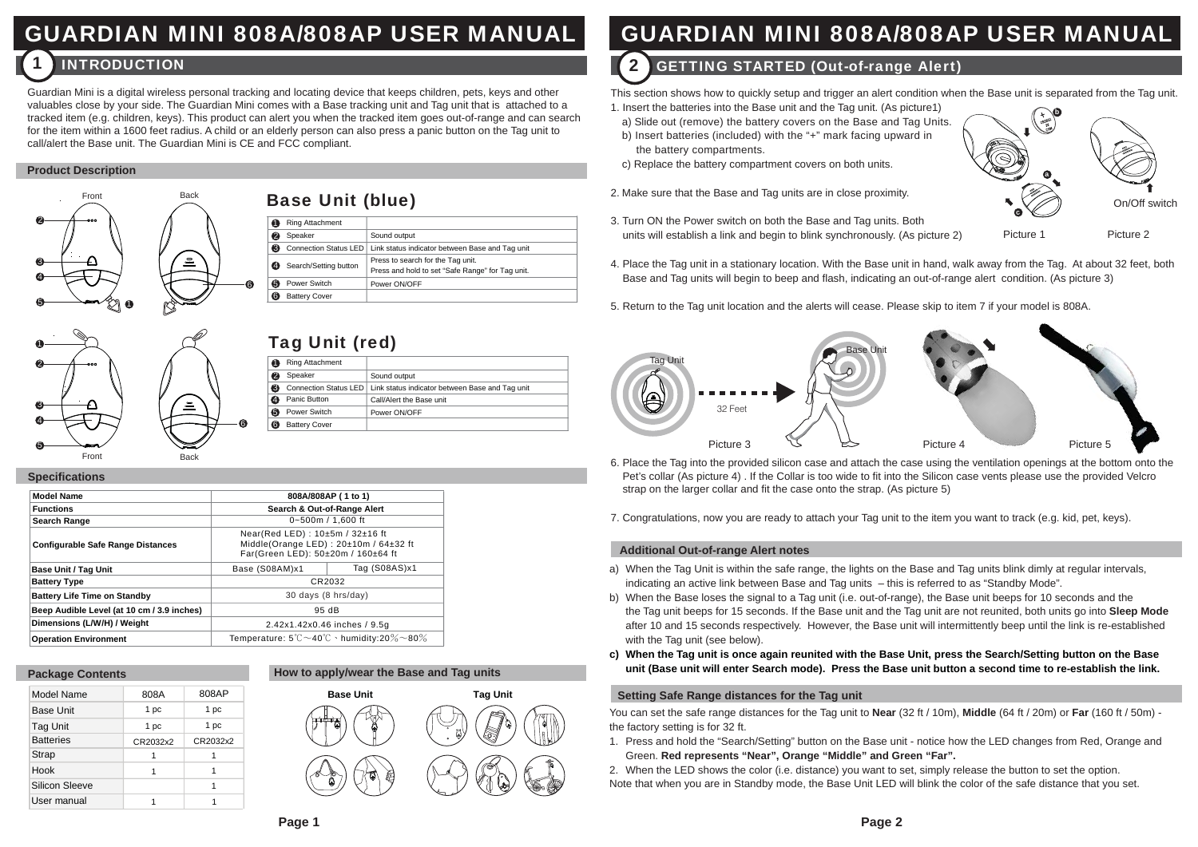# GUARDIAN MINI 808A/808AP USER MANUAL

## 1 INTRODUCTION

Guardian Mini is a digital wireless personal tracking and locating device that keeps children, pets, keys and other valuables close by your side. The Guardian Mini comes with a Base tracking unit and Tag unit that is attached to a tracked item (e.g. children, keys). This product can alert you when the tracked item goes out-of-range and can search for the item within a 1600 feet radius. A child or an elderly person can also press a panic button on the Tag unit to call/alert the Base unit. The Guardian Mini is CE and FCC compliant.

### Product Description

Front Back

#### Base Unit (blue)

| | | |
|---|---|---|
| ❶ | Ring Attachment | |
| ❷ | Speaker | Sound output |
| ❸ | Connection Status LED | Link status indicator between Base and Tag unit |
| ❹ | Search/Setting button | Press to search for the Tag unit. Press and hold to set "Safe Range" for Tag unit. |
| ❺ | Power Switch | Power ON/OFF |
| ❻ | Battery Cover | |

#### Tag Unit (red)

| | | |
|---|---|---|
| ❶ | Ring Attachment | |
| ❷ | Speaker | Sound output |
| ❸ | Connection Status LED | Link status indicator between Base and Tag unit |
| ❹ | Panic Button | Call/Alert the Base unit |
| ❺ | Power Switch | Power ON/OFF |
| ❻ | Battery Cover | |

Front Back

### Specifications

| Model Name | 808A/808AP ( 1 to 1) | |
|---|---|---|
| Functions | Search & Out-of-Range Alert | |
| Search Range | 0~500m / 1,600 ft | |
| Configurable Safe Range Distances | Near(Red LED) : 10±5m / 32±16 ft<br>Middle(Orange LED) : 20±10m / 64±32 ft<br>Far(Green LED): 50±20m / 160±64 ft | |
| Base Unit / Tag Unit | Base (S08AM)x1 | Tag (S08AS)x1 |
| Battery Type | CR2032 | |
| Battery Life Time on Standby | 30 days (8 hrs/day) | |
| Beep Audible Level (at 10 cm / 3.9 inches) | 95 dB | |
| Dimensions (L/W/H) / Weight | 2.42x1.42x0.46 inches / 9.5g | |
| Operation Environment | Temperature: 5℃～40℃、humidity:20％～80％ | |

### Package Contents

| Model Name | 808A | 808AP |
|---|---|---|
| Base Unit | 1 pc | 1 pc |
| Tag Unit | 1 pc | 1 pc |
| Batteries | CR2032x2 | CR2032x2 |
| Strap | 1 | 1 |
| Hook | 1 | 1 |
| Silicon Sleeve | | 1 |
| User manual | 1 | 1 |

### How to apply/wear the Base and Tag units

Base Unit Tag Unit

## 2 GETTING STARTED (Out-of-range Alert)

This section shows how to quickly setup and trigger an alert condition when the Base unit is separated from the Tag unit.

1. Insert the batteries into the Base unit and the Tag unit. (As picture1)
   a) Slide out (remove) the battery covers on the Base and Tag Units.
   b) Insert batteries (included) with the "+" mark facing upward in the battery compartments.
   c) Replace the battery compartment covers on both units.
2. Make sure that the Base and Tag units are in close proximity.
3. Turn ON the Power switch on both the Base and Tag units. Both units will establish a link and begin to blink synchronously. (As picture 2)

On/Off switch

Picture 1 Picture 2

4. Place the Tag unit in a stationary location. With the Base unit in hand, walk away from the Tag. At about 32 feet, both Base and Tag units will begin to beep and flash, indicating an out-of-range alert condition. (As picture 3)
5. Return to the Tag unit location and the alerts will cease. Please skip to item 7 if your model is 808A.

Tag Unit 32 Feet Base Unit

Picture 3 Picture 4 Picture 5

6. Place the Tag into the provided silicon case and attach the case using the ventilation openings at the bottom onto the Pet's collar (As picture 4) . If the Collar is too wide to fit into the Silicon case vents please use the provided Velcro strap on the larger collar and fit the case onto the strap. (As picture 5)
7. Congratulations, now you are ready to attach your Tag unit to the item you want to track (e.g. kid, pet, keys).

### Additional Out-of-range Alert notes

a) When the Tag Unit is within the safe range, the lights on the Base and Tag units blink dimly at regular intervals, indicating an active link between Base and Tag units – this is referred to as "Standby Mode".
b) When the Base loses the signal to a Tag unit (i.e. out-of-range), the Base unit beeps for 10 seconds and the the Tag unit beeps for 15 seconds. If the Base unit and the Tag unit are not reunited, both units go into **Sleep Mode** after 10 and 15 seconds respectively. However, the Base unit will intermittently beep until the link is re-established with the Tag unit (see below).
c) **When the Tag unit is once again reunited with the Base Unit, press the Search/Setting button on the Base unit (Base unit will enter Search mode). Press the Base unit button a second time to re-establish the link.**

### Setting Safe Range distances for the Tag unit

You can set the safe range distances for the Tag unit to **Near** (32 ft / 10m), **Middle** (64 ft / 20m) or **Far** (160 ft / 50m) - the factory setting is for 32 ft.

1. Press and hold the "Search/Setting" button on the Base unit - notice how the LED changes from Red, Orange and Green. **Red represents "Near", Orange "Middle" and Green "Far".**
2. When the LED shows the color (i.e. distance) you want to set, simply release the button to set the option.

Note that when you are in Standby mode, the Base Unit LED will blink the color of the safe distance that you set.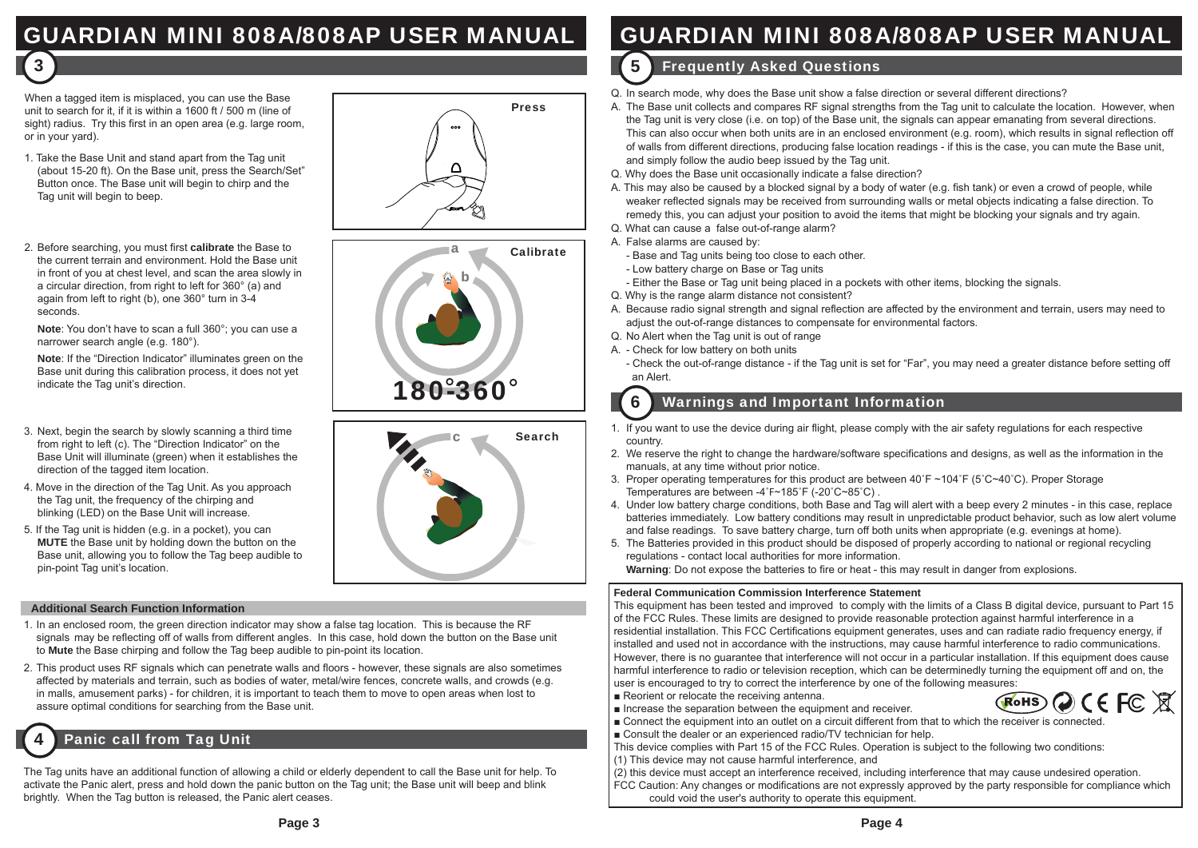# GUARDIAN MINI 808A/808AP USER MANUAL

## 3

When a tagged item is misplaced, you can use the Base unit to search for it, if it is within a 1600 ft / 500 m (line of sight) radius. Try this first in an open area (e.g. large room, or in your yard).

1. Take the Base Unit and stand apart from the Tag unit (about 15-20 ft). On the Base unit, press the Search/Set" Button once. The Base unit will begin to chirp and the Tag unit will begin to beep.

2. Before searching, you must first **calibrate** the Base to the current terrain and environment. Hold the Base unit in front of you at chest level, and scan the area slowly in a circular direction, from right to left for 360° (a) and again from left to right (b), one 360° turn in 3-4 seconds.

   **Note**: You don't have to scan a full 360°; you can use a narrower search angle (e.g. 180°).

   **Note**: If the "Direction Indicator" illuminates green on the Base unit during this calibration process, it does not yet indicate the Tag unit's direction.

3. Next, begin the search by slowly scanning a third time from right to left (c). The "Direction Indicator" on the Base Unit will illuminate (green) when it establishes the direction of the tagged item location.

4. Move in the direction of the Tag Unit. As you approach the Tag unit, the frequency of the chirping and blinking (LED) on the Base Unit will increase.

5. If the Tag unit is hidden (e.g. in a pocket), you can **MUTE** the Base unit by holding down the button on the Base unit, allowing you to follow the Tag beep audible to pin-point Tag unit's location.

Press

Calibrate

a

b

180°-360°

Search

c

### Additional Search Function Information

1. In an enclosed room, the green direction indicator may show a false tag location. This is because the RF signals may be reflecting off of walls from different angles. In this case, hold down the button on the Base unit to **Mute** the Base chirping and follow the Tag beep audible to pin-point its location.

2. This product uses RF signals which can penetrate walls and floors - however, these signals are also sometimes affected by materials and terrain, such as bodies of water, metal/wire fences, concrete walls, and crowds (e.g. in malls, amusement parks) - for children, it is important to teach them to move to open areas when lost to assure optimal conditions for searching from the Base unit.

## 4 Panic call from Tag Unit

The Tag units have an additional function of allowing a child or elderly dependent to call the Base unit for help. To activate the Panic alert, press and hold down the panic button on the Tag unit; the Base unit will beep and blink brightly. When the Tag button is released, the Panic alert ceases.

# GUARDIAN MINI 808A/808AP USER MANUAL

## 5 Frequently Asked Questions

Q. In search mode, why does the Base unit show a false direction or several different directions?

A. The Base unit collects and compares RF signal strengths from the Tag unit to calculate the location. However, when the Tag unit is very close (i.e. on top) of the Base unit, the signals can appear emanating from several directions. This can also occur when both units are in an enclosed environment (e.g. room), which results in signal reflection off of walls from different directions, producing false location readings - if this is the case, you can mute the Base unit, and simply follow the audio beep issued by the Tag unit.

Q. Why does the Base unit occasionally indicate a false direction?

A. This may also be caused by a blocked signal by a body of water (e.g. fish tank) or even a crowd of people, while weaker reflected signals may be received from surrounding walls or metal objects indicating a false direction. To remedy this, you can adjust your position to avoid the items that might be blocking your signals and try again.

Q. What can cause a false out-of-range alarm?

A. False alarms are caused by:
- Base and Tag units being too close to each other.
- Low battery charge on Base or Tag units
- Either the Base or Tag unit being placed in a pockets with other items, blocking the signals.

Q. Why is the range alarm distance not consistent?

A. Because radio signal strength and signal reflection are affected by the environment and terrain, users may need to adjust the out-of-range distances to compensate for environmental factors.

Q. No Alert when the Tag unit is out of range

A. - Check for low battery on both units
- Check the out-of-range distance - if the Tag unit is set for "Far", you may need a greater distance before setting off an Alert.

## 6 Warnings and Important Information

1. If you want to use the device during air flight, please comply with the air safety regulations for each respective country.
2. We reserve the right to change the hardware/software specifications and designs, as well as the information in the manuals, at any time without prior notice.
3. Proper operating temperatures for this product are between 40˚F ~104˚F (5˚C~40˚C). Proper Storage Temperatures are between -4˚F~185˚F (-20˚C~85˚C) .
4. Under low battery charge conditions, both Base and Tag will alert with a beep every 2 minutes - in this case, replace batteries immediately. Low battery conditions may result in unpredictable product behavior, such as low alert volume and false readings. To save battery charge, turn off both units when appropriate (e.g. evenings at home).
5. The Batteries provided in this product should be disposed of properly according to national or regional recycling regulations - contact local authorities for more information.

   **Warning**: Do not expose the batteries to fire or heat - this may result in danger from explosions.

**Federal Communication Commission Interference Statement**

This equipment has been tested and improved to comply with the limits of a Class B digital device, pursuant to Part 15 of the FCC Rules. These limits are designed to provide reasonable protection against harmful interference in a residential installation. This FCC Certifications equipment generates, uses and can radiate radio frequency energy, if installed and used not in accordance with the instructions, may cause harmful interference to radio communications. However, there is no guarantee that interference will not occur in a particular installation. If this equipment does cause harmful interference to radio or television reception, which can be determinedly turning the equipment off and on, the user is encouraged to try to correct the interference by one of the following measures:

- Reorient or relocate the receiving antenna.
- Increase the separation between the equipment and receiver.
- Connect the equipment into an outlet on a circuit different from that to which the receiver is connected.
- Consult the dealer or an experienced radio/TV technician for help.

This device complies with Part 15 of the FCC Rules. Operation is subject to the following two conditions:
(1) This device may not cause harmful interference, and
(2) this device must accept an interference received, including interference that may cause undesired operation.
FCC Caution: Any changes or modifications are not expressly approved by the party responsible for compliance which could void the user's authority to operate this equipment.

RoHS CE FC